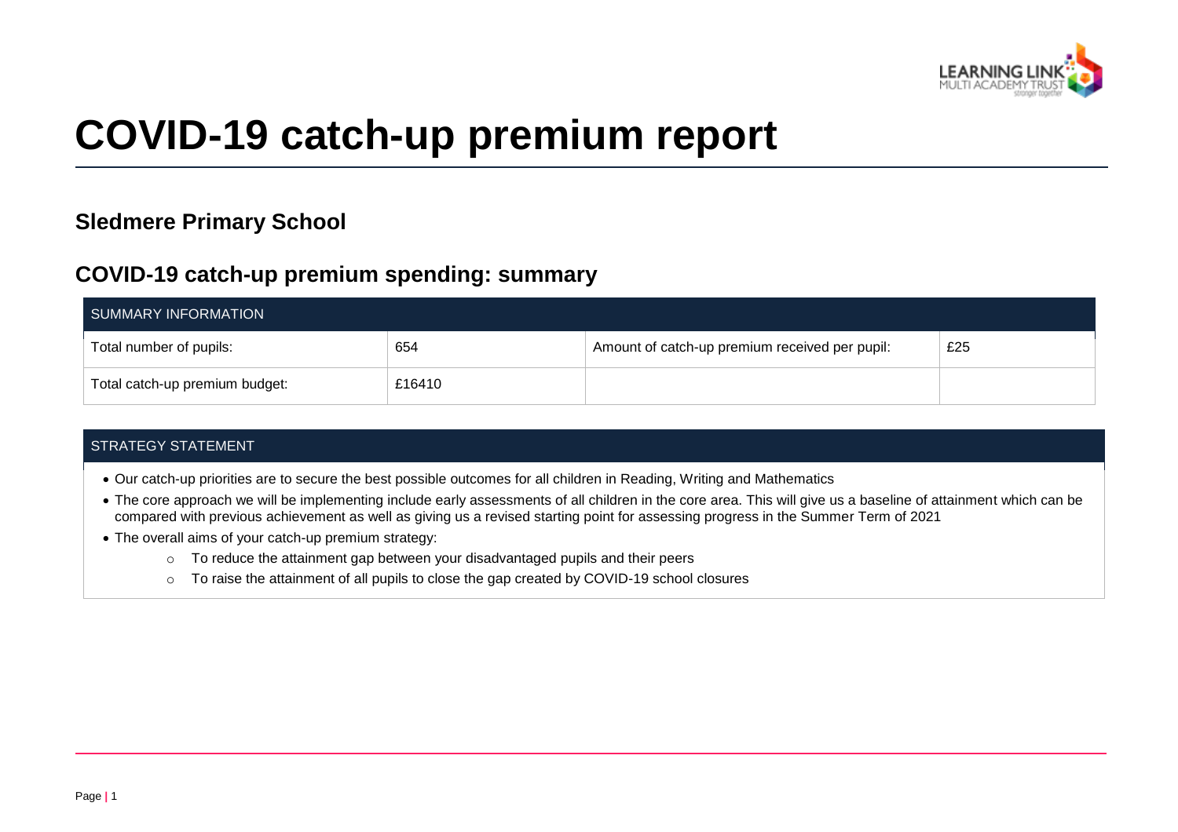# COVID-19 catch-up premium report

## Sledmere Primary School

## COVID-19 catch-up premium spending: summary

| SUMMARY INFORMATION | | | |
|---|---|---|---|
| Total number of pupils: | 654 | Amount of catch-up premium received per pupil: | £25 |
| Total catch-up premium budget: | £16410 | | |

| STRATEGY STATEMENT |
|---|

- Our catch-up priorities are to secure the best possible outcomes for all children in Reading, Writing and Mathematics
- The core approach we will be implementing include early assessments of all children in the core area. This will give us a baseline of attainment which can be compared with previous achievement as well as giving us a revised starting point for assessing progress in the Summer Term of 2021
- The overall aims of your catch-up premium strategy:
    - To reduce the attainment gap between your disadvantaged pupils and their peers
    - To raise the attainment of all pupils to close the gap created by COVID-19 school closures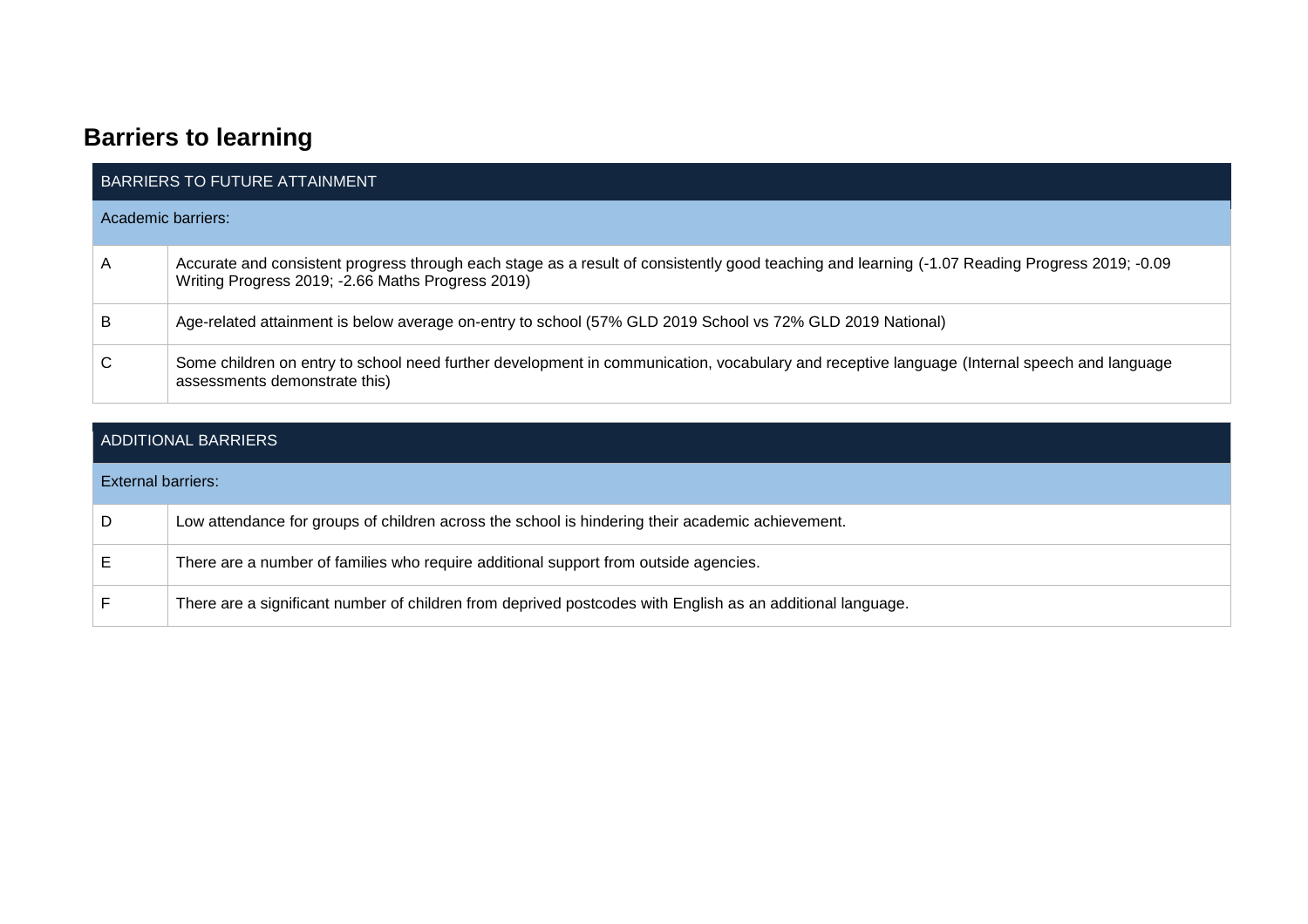## Barriers to learning

| BARRIERS TO FUTURE ATTAINMENT | |
|---|---|
| Academic barriers: | |
| A | Accurate and consistent progress through each stage as a result of consistently good teaching and learning (-1.07 Reading Progress 2019; -0.09 Writing Progress 2019; -2.66 Maths Progress 2019) |
| B | Age-related attainment is below average on-entry to school (57% GLD 2019 School vs 72% GLD 2019 National) |
| C | Some children on entry to school need further development in communication, vocabulary and receptive language (Internal speech and language assessments demonstrate this) |

| ADDITIONAL BARRIERS | |
|---|---|
| External barriers: | |
| D | Low attendance for groups of children across the school is hindering their academic achievement. |
| E | There are a number of families who require additional support from outside agencies. |
| F | There are a significant number of children from deprived postcodes with English as an additional language. |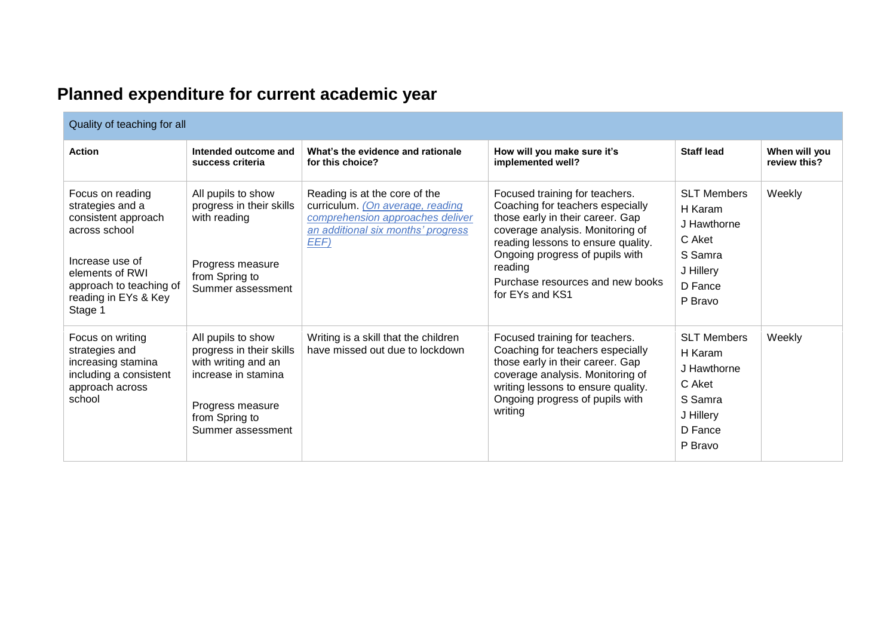## Planned expenditure for current academic year

| Quality of teaching for all | | | | | |
|---|---|---|---|---|---|
| **Action** | **Intended outcome and success criteria** | **What's the evidence and rationale for this choice?** | **How will you make sure it's implemented well?** | **Staff lead** | **When will you review this?** |
| Focus on reading strategies and a consistent approach across school<br><br>Increase use of elements of RWI approach to teaching of reading in EYs & Key Stage 1 | All pupils to show progress in their skills with reading<br><br>Progress measure from Spring to Summer assessment | Reading is at the core of the curriculum. *(On average, reading comprehension approaches deliver an additional six months' progress EEF)* | Focused training for teachers. Coaching for teachers especially those early in their career. Gap coverage analysis. Monitoring of reading lessons to ensure quality. Ongoing progress of pupils with reading<br>Purchase resources and new books for EYs and KS1 | SLT Members<br>H Karam<br>J Hawthorne<br>C Aket<br>S Samra<br>J Hillery<br>D Fance<br>P Bravo | Weekly |
| Focus on writing strategies and increasing stamina including a consistent approach across school | All pupils to show progress in their skills with writing and an increase in stamina<br><br>Progress measure from Spring to Summer assessment | Writing is a skill that the children have missed out due to lockdown | Focused training for teachers. Coaching for teachers especially those early in their career. Gap coverage analysis. Monitoring of writing lessons to ensure quality. Ongoing progress of pupils with writing | SLT Members<br>H Karam<br>J Hawthorne<br>C Aket<br>S Samra<br>J Hillery<br>D Fance<br>P Bravo | Weekly |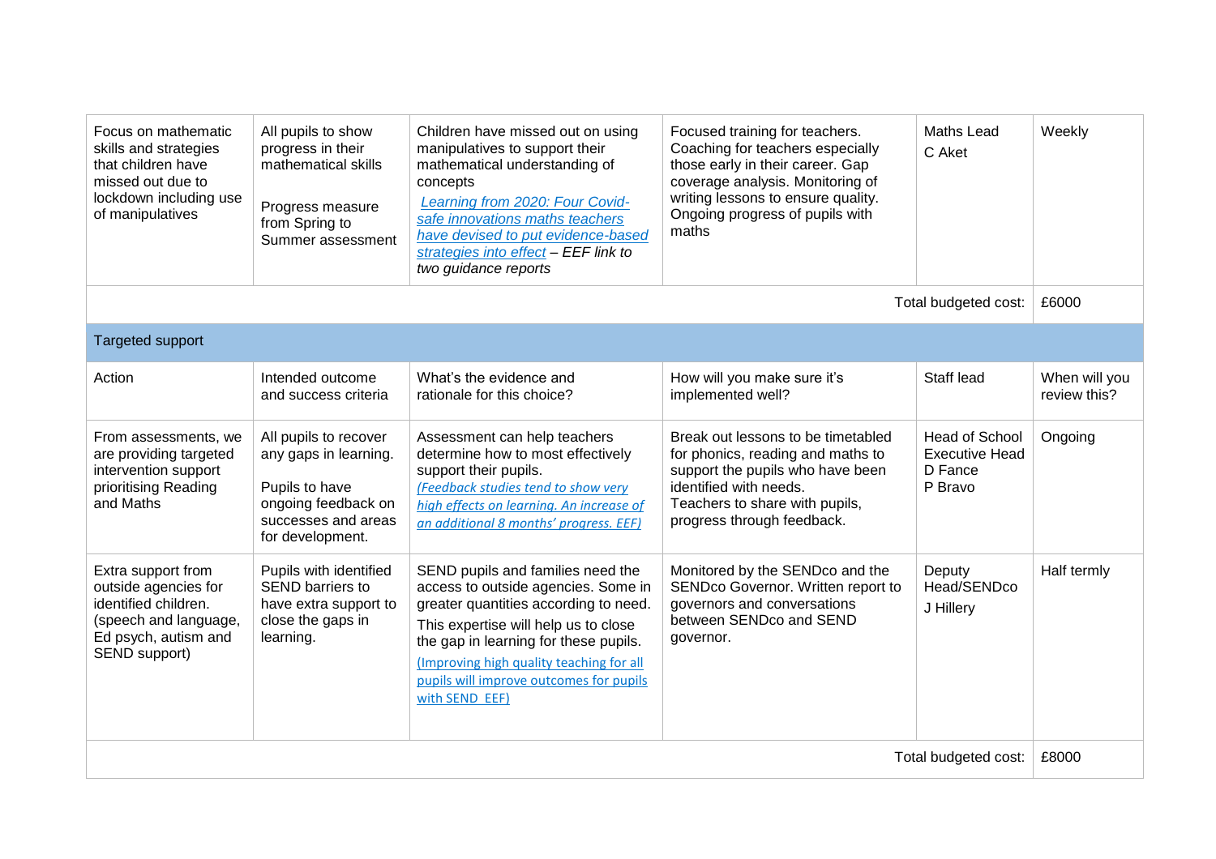| Focus on mathematic skills and strategies that children have missed out due to lockdown including use of manipulatives | All pupils to show progress in their mathematical skills<br><br>Progress measure from Spring to Summer assessment | Children have missed out on using manipulatives to support their mathematical understanding of concepts<br>*Learning from 2020: Four Covid-safe innovations maths teachers have devised to put evidence-based strategies into effect – EEF link to two guidance reports* | Focused training for teachers. Coaching for teachers especially those early in their career. Gap coverage analysis. Monitoring of writing lessons to ensure quality. Ongoing progress of pupils with maths | Maths Lead<br>C Aket | Weekly |
|---|---|---|---|---|---|
| | | | | Total budgeted cost: | £6000 |
| Targeted support | | | | | |
| Action | Intended outcome and success criteria | What's the evidence and rationale for this choice? | How will you make sure it's implemented well? | Staff lead | When will you review this? |
| From assessments, we are providing targeted intervention support prioritising Reading and Maths | All pupils to recover any gaps in learning.<br><br>Pupils to have ongoing feedback on successes and areas for development. | Assessment can help teachers determine how to most effectively support their pupils.<br>*(Feedback studies tend to show very high effects on learning. An increase of an additional 8 months' progress. EEF)* | Break out lessons to be timetabled for phonics, reading and maths to support the pupils who have been identified with needs.<br>Teachers to share with pupils, progress through feedback. | Head of School<br>Executive Head<br>D Fance<br>P Bravo | Ongoing |
| Extra support from outside agencies for identified children. (speech and language, Ed psych, autism and SEND support) | Pupils with identified SEND barriers to have extra support to close the gaps in learning. | SEND pupils and families need the access to outside agencies. Some in greater quantities according to need.<br>This expertise will help us to close the gap in learning for these pupils.<br>(Improving high quality teaching for all pupils will improve outcomes for pupils with SEND EEF) | Monitored by the SENDco and the SENDco Governor. Written report to governors and conversations between SENDco and SEND governor. | Deputy Head/SENDco<br>J Hillery | Half termly |
| | | | | Total budgeted cost: | £8000 |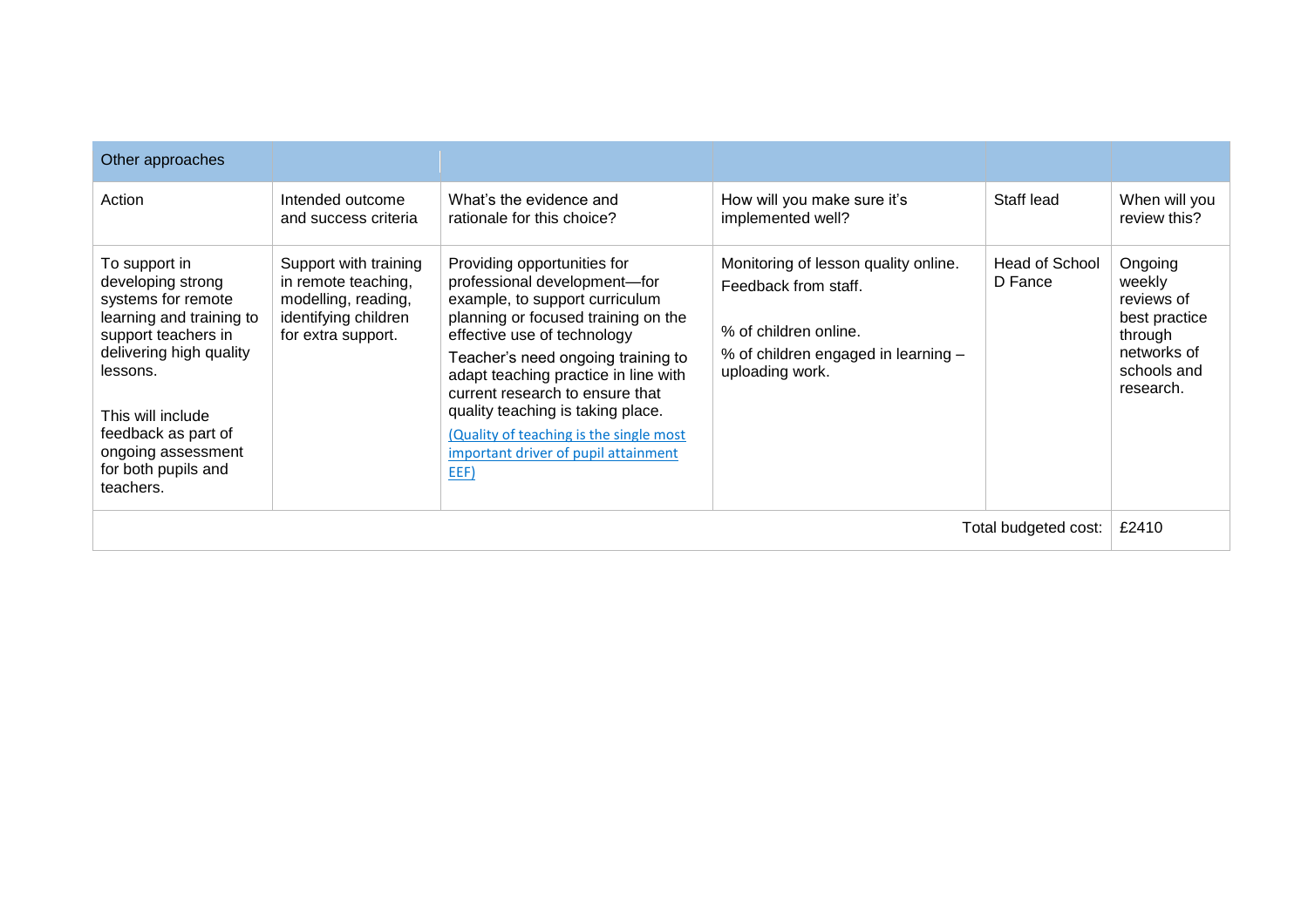| Other approaches | | | | | |
|---|---|---|---|---|---|
| Action | Intended outcome and success criteria | What's the evidence and rationale for this choice? | How will you make sure it's implemented well? | Staff lead | When will you review this? |
| To support in developing strong systems for remote learning and training to support teachers in delivering high quality lessons.<br><br>This will include feedback as part of ongoing assessment for both pupils and teachers. | Support with training in remote teaching, modelling, reading, identifying children for extra support. | Providing opportunities for professional development—for example, to support curriculum planning or focused training on the effective use of technology<br>Teacher's need ongoing training to adapt teaching practice in line with current research to ensure that quality teaching is taking place.<br>(Quality of teaching is the single most important driver of pupil attainment EEF) | Monitoring of lesson quality online.<br>Feedback from staff.<br><br>% of children online.<br>% of children engaged in learning – uploading work. | Head of School D Fance | Ongoing weekly reviews of best practice through networks of schools and research. |
| | | | | Total budgeted cost: | £2410 |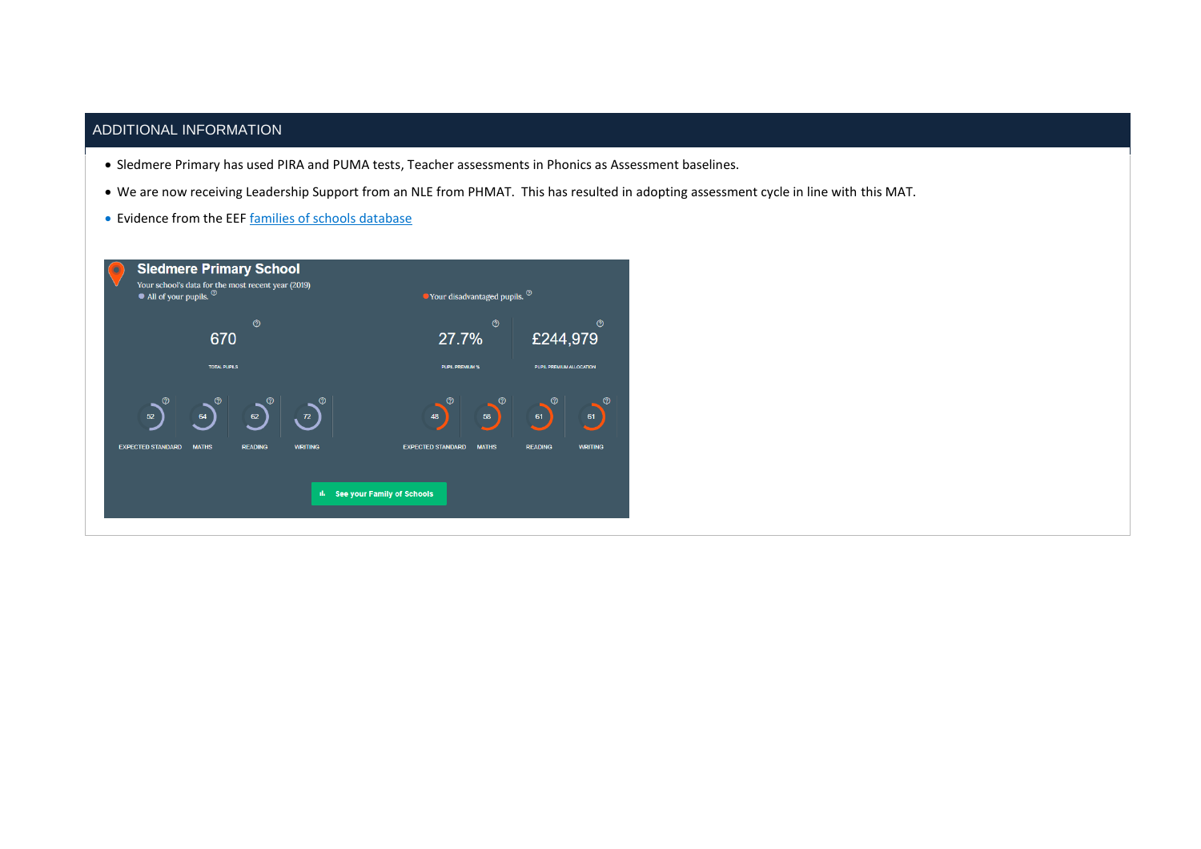## ADDITIONAL INFORMATION

- Sledmere Primary has used PIRA and PUMA tests, Teacher assessments in Phonics as Assessment baselines.
- We are now receiving Leadership Support from an NLE from PHMAT. This has resulted in adopting assessment cycle in line with this MAT.
- Evidence from the EEF families of schools database

Sledmere Primary School

Your school's data for the most recent year (2019)

All of your pupils.

670

TOTAL PUPILS

52 EXPECTED STANDARD

64 MATHS

62 READING

72 WRITING

Your disadvantaged pupils.

27.7%

PUPIL PREMIUM %

£244,979

PUPIL PREMIUM ALLOCATION

48 EXPECTED STANDARD

58 MATHS

61 READING

61 WRITING

See your Family of Schools